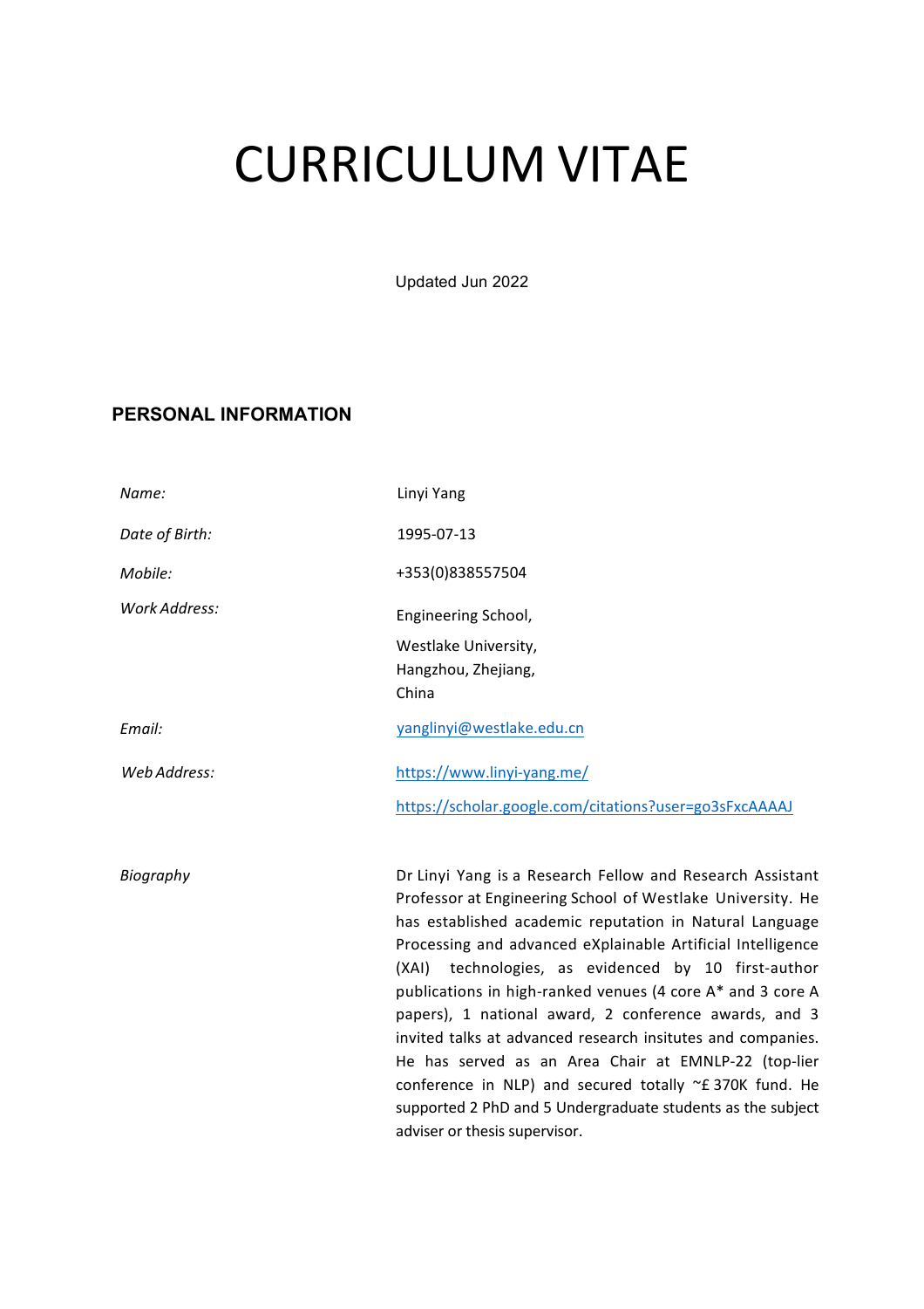# CURRICULUM VITAE

Updated Jun 2022

## PERSONAL INFORMATION

| | |
|---|---|
| *Name:* | Linyi Yang |
| *Date of Birth:* | 1995-07-13 |
| *Mobile:* | +353(0)838557504 |
| *Work Address:* | Engineering School,<br>Westlake University,<br>Hangzhou, Zhejiang,<br>China |
| *Email:* | yanglinyi@westlake.edu.cn |
| *Web Address:* | https://www.linyi-yang.me/<br>https://scholar.google.com/citations?user=go3sFxcAAAAJ |
| *Biography* | Dr Linyi Yang is a Research Fellow and Research Assistant Professor at Engineering School of Westlake University. He has established academic reputation in Natural Language Processing and advanced eXplainable Artificial Intelligence (XAI) technologies, as evidenced by 10 first-author publications in high-ranked venues (4 core A* and 3 core A papers), 1 national award, 2 conference awards, and 3 invited talks at advanced research insitutes and companies. He has served as an Area Chair at EMNLP-22 (top-lier conference in NLP) and secured totally ~£ 370K fund. He supported 2 PhD and 5 Undergraduate students as the subject adviser or thesis supervisor. |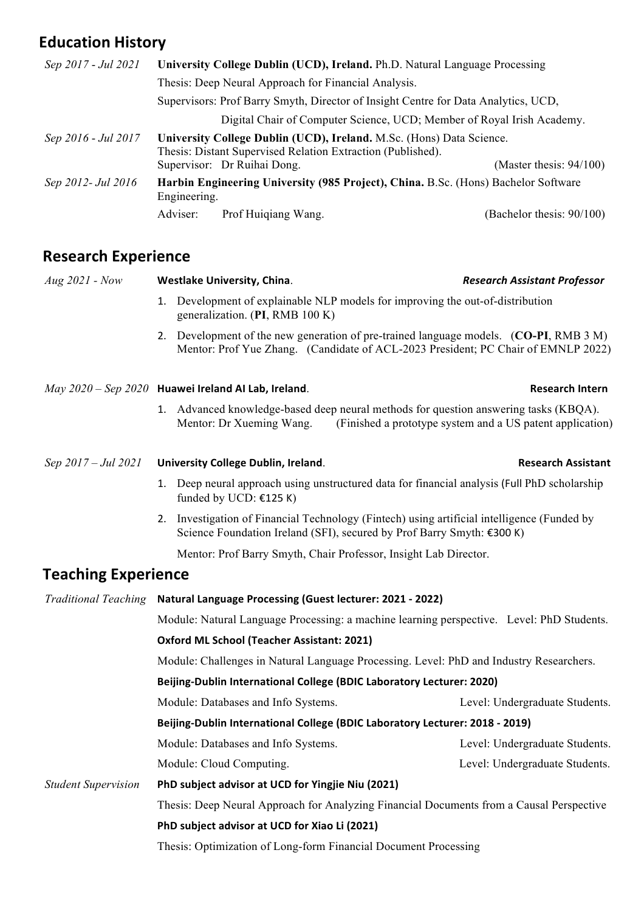## Education History

*Sep 2017 - Jul 2021* **University College Dublin (UCD), Ireland.** Ph.D. Natural Language Processing

Thesis: Deep Neural Approach for Financial Analysis.

Supervisors: Prof Barry Smyth, Director of Insight Centre for Data Analytics, UCD, Digital Chair of Computer Science, UCD; Member of Royal Irish Academy.

*Sep 2016 - Jul 2017* **University College Dublin (UCD), Ireland.** M.Sc. (Hons) Data Science.

Thesis: Distant Supervised Relation Extraction (Published).

Supervisor: Dr Ruihai Dong. (Master thesis: 94/100)

*Sep 2012- Jul 2016* **Harbin Engineering University (985 Project), China.** B.Sc. (Hons) Bachelor Software Engineering.

Adviser: Prof Huiqiang Wang. (Bachelor thesis: 90/100)

## Research Experience

*Aug 2021 - Now* **Westlake University, China**. ***Research Assistant Professor***

1. Development of explainable NLP models for improving the out-of-distribution generalization. (**PI**, RMB 100 K)
2. Development of the new generation of pre-trained language models. (**CO-PI**, RMB 3 M) Mentor: Prof Yue Zhang. (Candidate of ACL-2023 President; PC Chair of EMNLP 2022)

*May 2020 – Sep 2020* **Huawei Ireland AI Lab, Ireland**. **Research Intern**

1. Advanced knowledge-based deep neural methods for question answering tasks (KBQA). Mentor: Dr Xueming Wang. (Finished a prototype system and a US patent application)

*Sep 2017 – Jul 2021* **University College Dublin, Ireland**. **Research Assistant**

1. Deep neural approach using unstructured data for financial analysis (Full PhD scholarship funded by UCD: €125 K)
2. Investigation of Financial Technology (Fintech) using artificial intelligence (Funded by Science Foundation Ireland (SFI), secured by Prof Barry Smyth: €300 K)

Mentor: Prof Barry Smyth, Chair Professor, Insight Lab Director.

## Teaching Experience

*Traditional Teaching*

**Natural Language Processing (Guest lecturer: 2021 - 2022)**

Module: Natural Language Processing: a machine learning perspective. Level: PhD Students.

**Oxford ML School (Teacher Assistant: 2021)**

Module: Challenges in Natural Language Processing. Level: PhD and Industry Researchers.

**Beijing-Dublin International College (BDIC Laboratory Lecturer: 2020)**

Module: Databases and Info Systems. Level: Undergraduate Students.

**Beijing-Dublin International College (BDIC Laboratory Lecturer: 2018 - 2019)**

Module: Databases and Info Systems. Level: Undergraduate Students.

Module: Cloud Computing. Level: Undergraduate Students.

*Student Supervision*

**PhD subject advisor at UCD for Yingjie Niu (2021)**

Thesis: Deep Neural Approach for Analyzing Financial Documents from a Causal Perspective

**PhD subject advisor at UCD for Xiao Li (2021)**

Thesis: Optimization of Long-form Financial Document Processing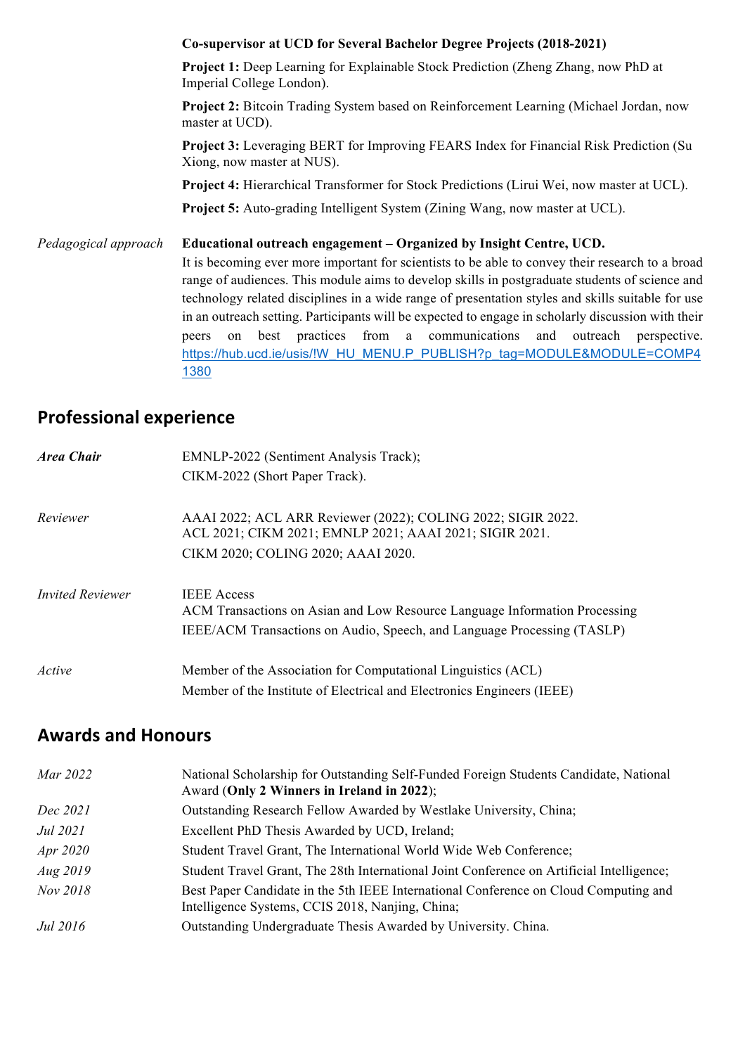**Co-supervisor at UCD for Several Bachelor Degree Projects (2018-2021)**

**Project 1:** Deep Learning for Explainable Stock Prediction (Zheng Zhang, now PhD at Imperial College London).

**Project 2:** Bitcoin Trading System based on Reinforcement Learning (Michael Jordan, now master at UCD).

**Project 3:** Leveraging BERT for Improving FEARS Index for Financial Risk Prediction (Su Xiong, now master at NUS).

**Project 4:** Hierarchical Transformer for Stock Predictions (Lirui Wei, now master at UCL).

**Project 5:** Auto-grading Intelligent System (Zining Wang, now master at UCL).

*Pedagogical approach*

**Educational outreach engagement – Organized by Insight Centre, UCD.**
It is becoming ever more important for scientists to be able to convey their research to a broad range of audiences. This module aims to develop skills in postgraduate students of science and technology related disciplines in a wide range of presentation styles and skills suitable for use in an outreach setting. Participants will be expected to engage in scholarly discussion with their peers on best practices from a communications and outreach perspective. https://hub.ucd.ie/usis/!W_HU_MENU.P_PUBLISH?p_tag=MODULE&MODULE=COMP41380

## Professional experience

| | |
|---|---|
| ***Area Chair*** | EMNLP-2022 (Sentiment Analysis Track);<br>CIKM-2022 (Short Paper Track). |
| *Reviewer* | AAAI 2022; ACL ARR Reviewer (2022); COLING 2022; SIGIR 2022.<br>ACL 2021; CIKM 2021; EMNLP 2021; AAAI 2021; SIGIR 2021.<br>CIKM 2020; COLING 2020; AAAI 2020. |
| *Invited Reviewer* | IEEE Access<br>ACM Transactions on Asian and Low Resource Language Information Processing<br>IEEE/ACM Transactions on Audio, Speech, and Language Processing (TASLP) |
| *Active* | Member of the Association for Computational Linguistics (ACL)<br>Member of the Institute of Electrical and Electronics Engineers (IEEE) |

## Awards and Honours

| | |
|---|---|
| *Mar 2022* | National Scholarship for Outstanding Self-Funded Foreign Students Candidate, National Award (**Only 2 Winners in Ireland in 2022**); |
| *Dec 2021* | Outstanding Research Fellow Awarded by Westlake University, China; |
| *Jul 2021* | Excellent PhD Thesis Awarded by UCD, Ireland; |
| *Apr 2020* | Student Travel Grant, The International World Wide Web Conference; |
| *Aug 2019* | Student Travel Grant, The 28th International Joint Conference on Artificial Intelligence; |
| *Nov 2018* | Best Paper Candidate in the 5th IEEE International Conference on Cloud Computing and Intelligence Systems, CCIS 2018, Nanjing, China; |
| *Jul 2016* | Outstanding Undergraduate Thesis Awarded by University. China. |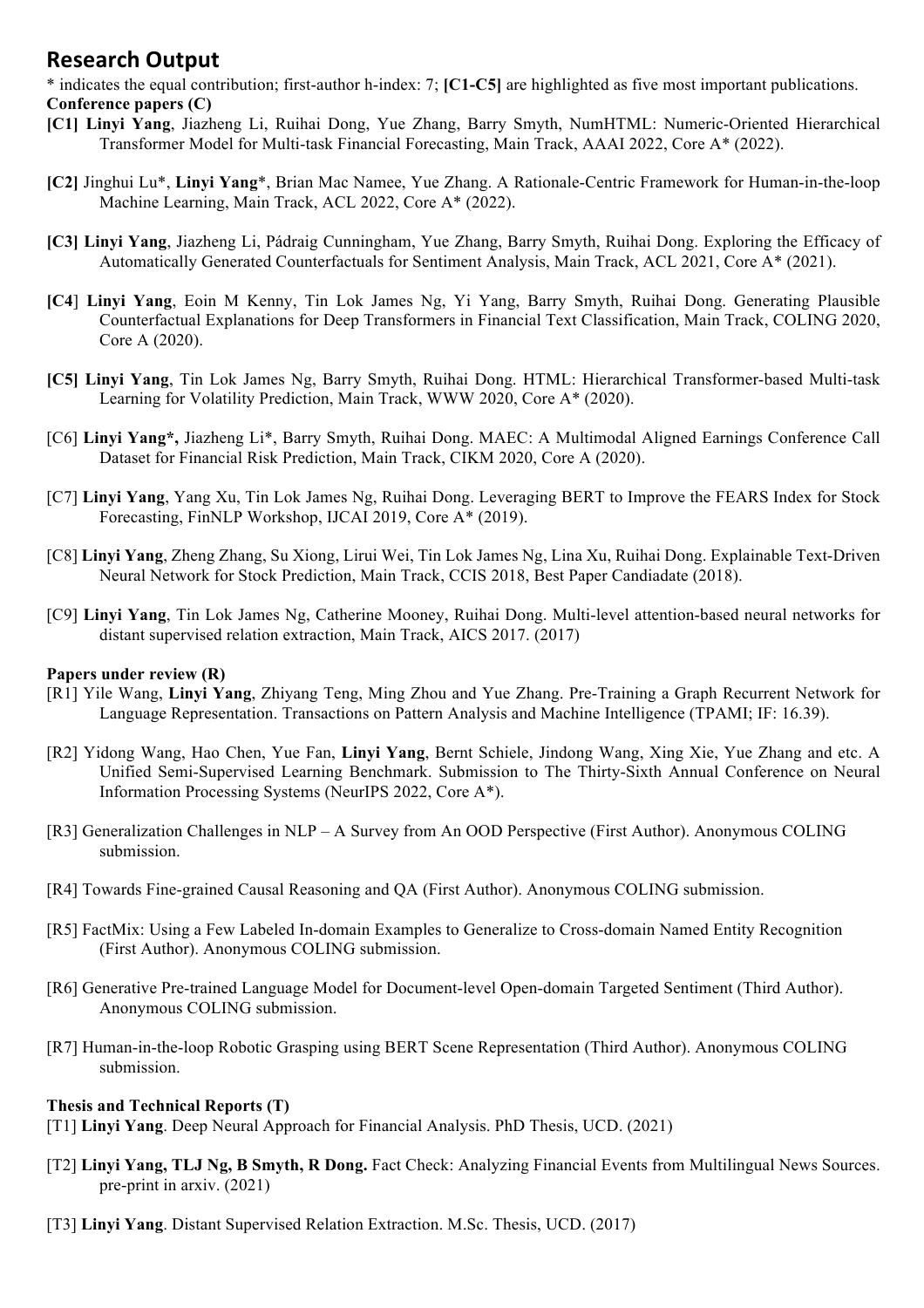## Research Output

* indicates the equal contribution; first-author h-index: 7; **[C1-C5]** are highlighted as five most important publications.

**Conference papers (C)**

**[C1] Linyi Yang**, Jiazheng Li, Ruihai Dong, Yue Zhang, Barry Smyth, NumHTML: Numeric-Oriented Hierarchical Transformer Model for Multi-task Financial Forecasting, Main Track, AAAI 2022, Core A* (2022).

**[C2]** Jinghui Lu*, **Linyi Yang***, Brian Mac Namee, Yue Zhang. A Rationale-Centric Framework for Human-in-the-loop Machine Learning, Main Track, ACL 2022, Core A* (2022).

**[C3] Linyi Yang**, Jiazheng Li, Pádraig Cunningham, Yue Zhang, Barry Smyth, Ruihai Dong. Exploring the Efficacy of Automatically Generated Counterfactuals for Sentiment Analysis, Main Track, ACL 2021, Core A* (2021).

**[C4] Linyi Yang**, Eoin M Kenny, Tin Lok James Ng, Yi Yang, Barry Smyth, Ruihai Dong. Generating Plausible Counterfactual Explanations for Deep Transformers in Financial Text Classification, Main Track, COLING 2020, Core A (2020).

**[C5] Linyi Yang**, Tin Lok James Ng, Barry Smyth, Ruihai Dong. HTML: Hierarchical Transformer-based Multi-task Learning for Volatility Prediction, Main Track, WWW 2020, Core A* (2020).

[C6] **Linyi Yang*,** Jiazheng Li*, Barry Smyth, Ruihai Dong. MAEC: A Multimodal Aligned Earnings Conference Call Dataset for Financial Risk Prediction, Main Track, CIKM 2020, Core A (2020).

[C7] **Linyi Yang**, Yang Xu, Tin Lok James Ng, Ruihai Dong. Leveraging BERT to Improve the FEARS Index for Stock Forecasting, FinNLP Workshop, IJCAI 2019, Core A* (2019).

[C8] **Linyi Yang**, Zheng Zhang, Su Xiong, Lirui Wei, Tin Lok James Ng, Lina Xu, Ruihai Dong. Explainable Text-Driven Neural Network for Stock Prediction, Main Track, CCIS 2018, Best Paper Candiadate (2018).

[C9] **Linyi Yang**, Tin Lok James Ng, Catherine Mooney, Ruihai Dong. Multi-level attention-based neural networks for distant supervised relation extraction, Main Track, AICS 2017. (2017)

**Papers under review (R)**

[R1] Yile Wang, **Linyi Yang**, Zhiyang Teng, Ming Zhou and Yue Zhang. Pre-Training a Graph Recurrent Network for Language Representation. Transactions on Pattern Analysis and Machine Intelligence (TPAMI; IF: 16.39).

[R2] Yidong Wang, Hao Chen, Yue Fan, **Linyi Yang**, Bernt Schiele, Jindong Wang, Xing Xie, Yue Zhang and etc. A Unified Semi-Supervised Learning Benchmark. Submission to The Thirty-Sixth Annual Conference on Neural Information Processing Systems (NeurIPS 2022, Core A*).

[R3] Generalization Challenges in NLP – A Survey from An OOD Perspective (First Author). Anonymous COLING submission.

[R4] Towards Fine-grained Causal Reasoning and QA (First Author). Anonymous COLING submission.

[R5] FactMix: Using a Few Labeled In-domain Examples to Generalize to Cross-domain Named Entity Recognition (First Author). Anonymous COLING submission.

[R6] Generative Pre-trained Language Model for Document-level Open-domain Targeted Sentiment (Third Author). Anonymous COLING submission.

[R7] Human-in-the-loop Robotic Grasping using BERT Scene Representation (Third Author). Anonymous COLING submission.

**Thesis and Technical Reports (T)**

[T1] **Linyi Yang**. Deep Neural Approach for Financial Analysis. PhD Thesis, UCD. (2021)

[T2] **Linyi Yang, TLJ Ng, B Smyth, R Dong.** Fact Check: Analyzing Financial Events from Multilingual News Sources. pre-print in arxiv. (2021)

[T3] **Linyi Yang**. Distant Supervised Relation Extraction. M.Sc. Thesis, UCD. (2017)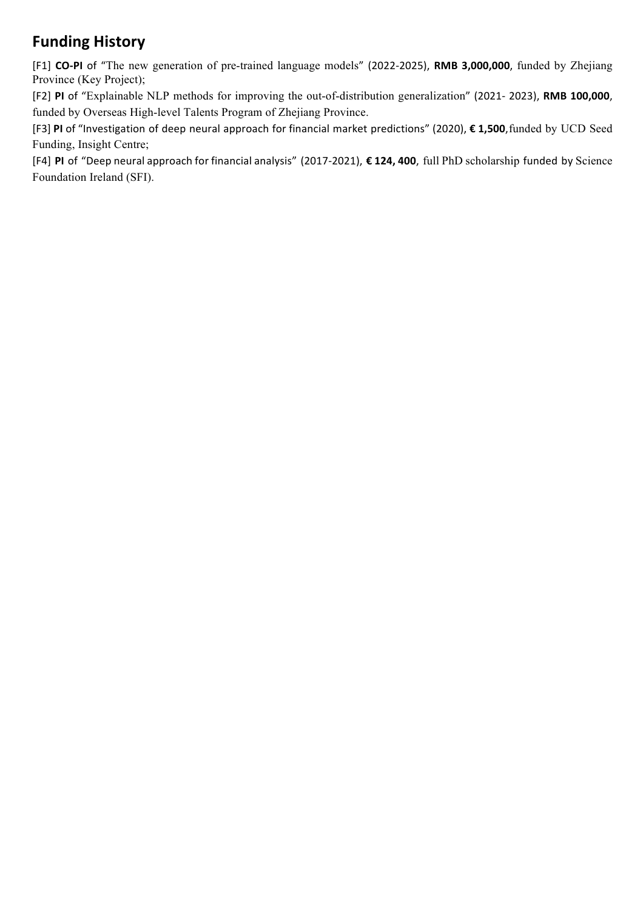## Funding History

[F1] **CO-PI** of "The new generation of pre-trained language models" (2022-2025), **RMB 3,000,000**, funded by Zhejiang Province (Key Project);

[F2] **PI** of "Explainable NLP methods for improving the out-of-distribution generalization" (2021- 2023), **RMB 100,000**, funded by Overseas High-level Talents Program of Zhejiang Province.

[F3] **PI** of "Investigation of deep neural approach for financial market predictions" (2020), **€ 1,500**, funded by UCD Seed Funding, Insight Centre;

[F4] **PI** of "Deep neural approach for financial analysis" (2017-2021), **€ 124, 400**, full PhD scholarship funded by Science Foundation Ireland (SFI).